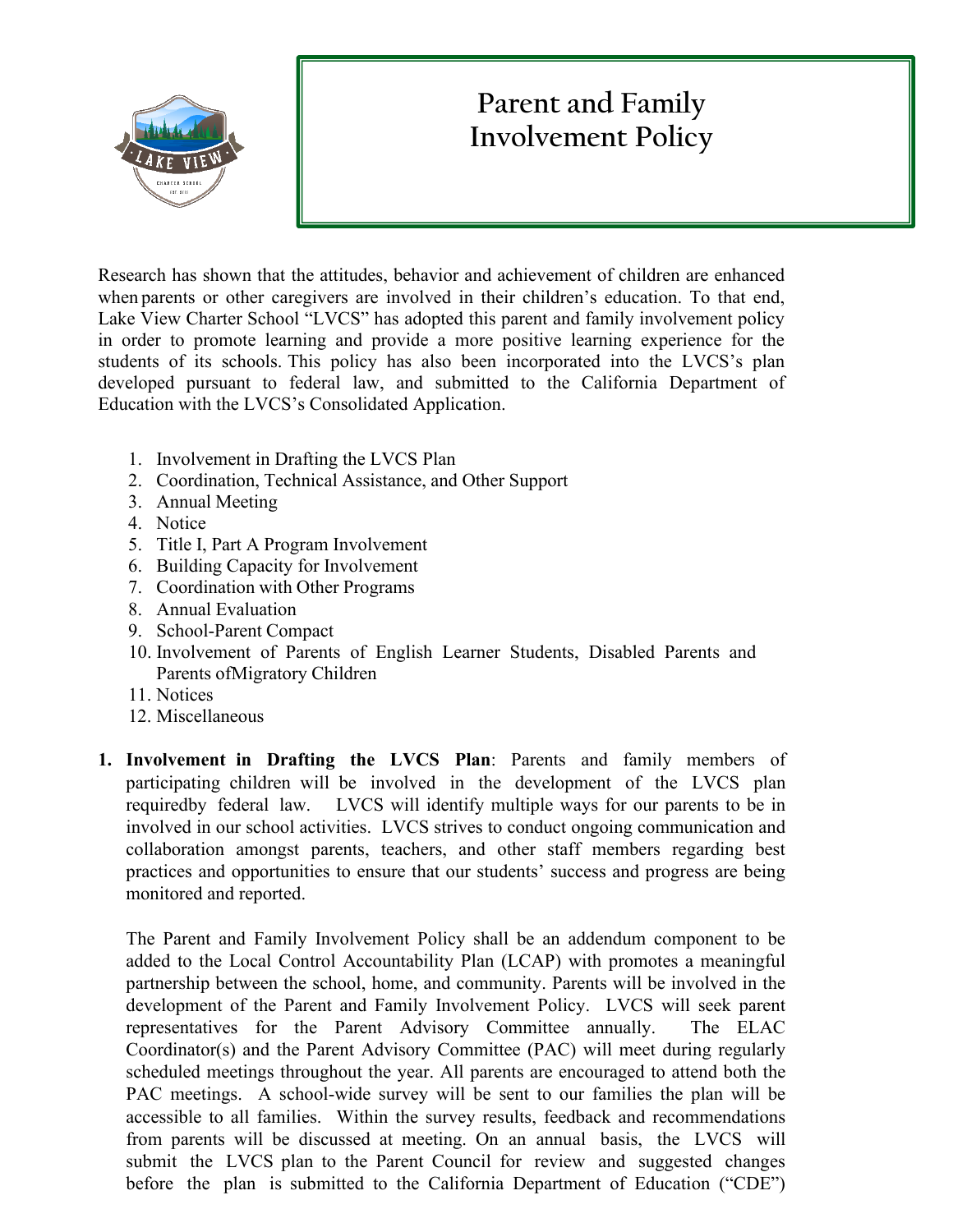# Parent and Family Involvement Policy

Research has shown that the attitudes, behavior and achievement of children are enhanced when parents or other caregivers are involved in their children's education. To that end, Lake View Charter School "LVCS" has adopted this parent and family involvement policy in order to promote learning and provide a more positive learning experience for the students of its schools. This policy has also been incorporated into the LVCS's plan developed pursuant to federal law, and submitted to the California Department of Education with the LVCS's Consolidated Application.

1. Involvement in Drafting the LVCS Plan
2. Coordination, Technical Assistance, and Other Support
3. Annual Meeting
4. Notice
5. Title I, Part A Program Involvement
6. Building Capacity for Involvement
7. Coordination with Other Programs
8. Annual Evaluation
9. School-Parent Compact
10. Involvement of Parents of English Learner Students, Disabled Parents and Parents ofMigratory Children
11. Notices
12. Miscellaneous

1. **Involvement in Drafting the LVCS Plan**: Parents and family members of participating children will be involved in the development of the LVCS plan requiredby federal law. LVCS will identify multiple ways for our parents to be in involved in our school activities. LVCS strives to conduct ongoing communication and collaboration amongst parents, teachers, and other staff members regarding best practices and opportunities to ensure that our students' success and progress are being monitored and reported.

   The Parent and Family Involvement Policy shall be an addendum component to be added to the Local Control Accountability Plan (LCAP) with promotes a meaningful partnership between the school, home, and community. Parents will be involved in the development of the Parent and Family Involvement Policy. LVCS will seek parent representatives for the Parent Advisory Committee annually. The ELAC Coordinator(s) and the Parent Advisory Committee (PAC) will meet during regularly scheduled meetings throughout the year. All parents are encouraged to attend both the PAC meetings. A school-wide survey will be sent to our families the plan will be accessible to all families. Within the survey results, feedback and recommendations from parents will be discussed at meeting. On an annual basis, the LVCS will submit the LVCS plan to the Parent Council for review and suggested changes before the plan is submitted to the California Department of Education ("CDE")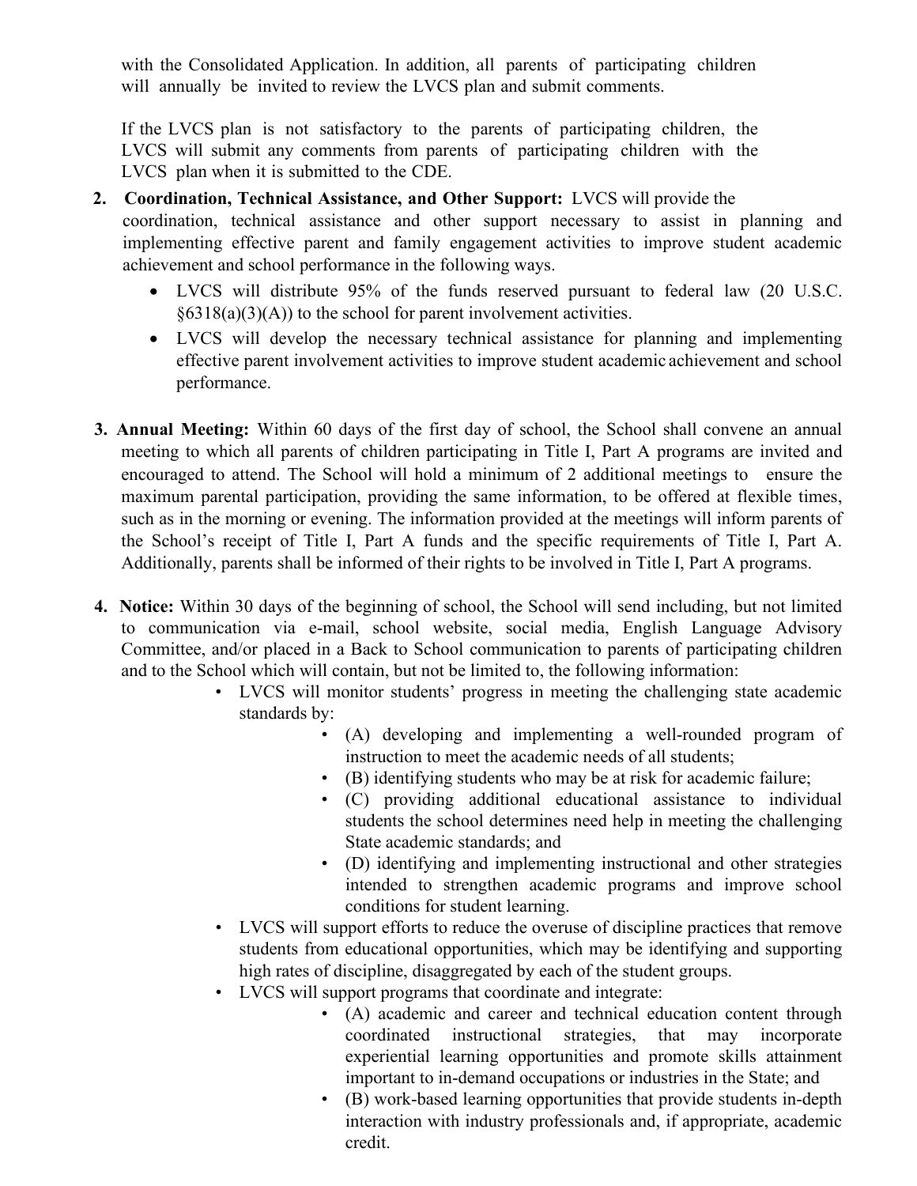with the Consolidated Application. In addition, all parents of participating children will annually be invited to review the LVCS plan and submit comments.

If the LVCS plan is not satisfactory to the parents of participating children, the LVCS will submit any comments from parents of participating children with the LVCS plan when it is submitted to the CDE.

2. **Coordination, Technical Assistance, and Other Support:** LVCS will provide the coordination, technical assistance and other support necessary to assist in planning and implementing effective parent and family engagement activities to improve student academic achievement and school performance in the following ways.
   - LVCS will distribute 95% of the funds reserved pursuant to federal law (20 U.S.C. §6318(a)(3)(A)) to the school for parent involvement activities.
   - LVCS will develop the necessary technical assistance for planning and implementing effective parent involvement activities to improve student academic achievement and school performance.

3. **Annual Meeting:** Within 60 days of the first day of school, the School shall convene an annual meeting to which all parents of children participating in Title I, Part A programs are invited and encouraged to attend. The School will hold a minimum of 2 additional meetings to ensure the maximum parental participation, providing the same information, to be offered at flexible times, such as in the morning or evening. The information provided at the meetings will inform parents of the School's receipt of Title I, Part A funds and the specific requirements of Title I, Part A. Additionally, parents shall be informed of their rights to be involved in Title I, Part A programs.

4. **Notice:** Within 30 days of the beginning of school, the School will send including, but not limited to communication via e-mail, school website, social media, English Language Advisory Committee, and/or placed in a Back to School communication to parents of participating children and to the School which will contain, but not be limited to, the following information:
   - LVCS will monitor students' progress in meeting the challenging state academic standards by:
     - (A) developing and implementing a well-rounded program of instruction to meet the academic needs of all students;
     - (B) identifying students who may be at risk for academic failure;
     - (C) providing additional educational assistance to individual students the school determines need help in meeting the challenging State academic standards; and
     - (D) identifying and implementing instructional and other strategies intended to strengthen academic programs and improve school conditions for student learning.
   - LVCS will support efforts to reduce the overuse of discipline practices that remove students from educational opportunities, which may be identifying and supporting high rates of discipline, disaggregated by each of the student groups.
   - LVCS will support programs that coordinate and integrate:
     - (A) academic and career and technical education content through coordinated instructional strategies, that may incorporate experiential learning opportunities and promote skills attainment important to in-demand occupations or industries in the State; and
     - (B) work-based learning opportunities that provide students in-depth interaction with industry professionals and, if appropriate, academic credit.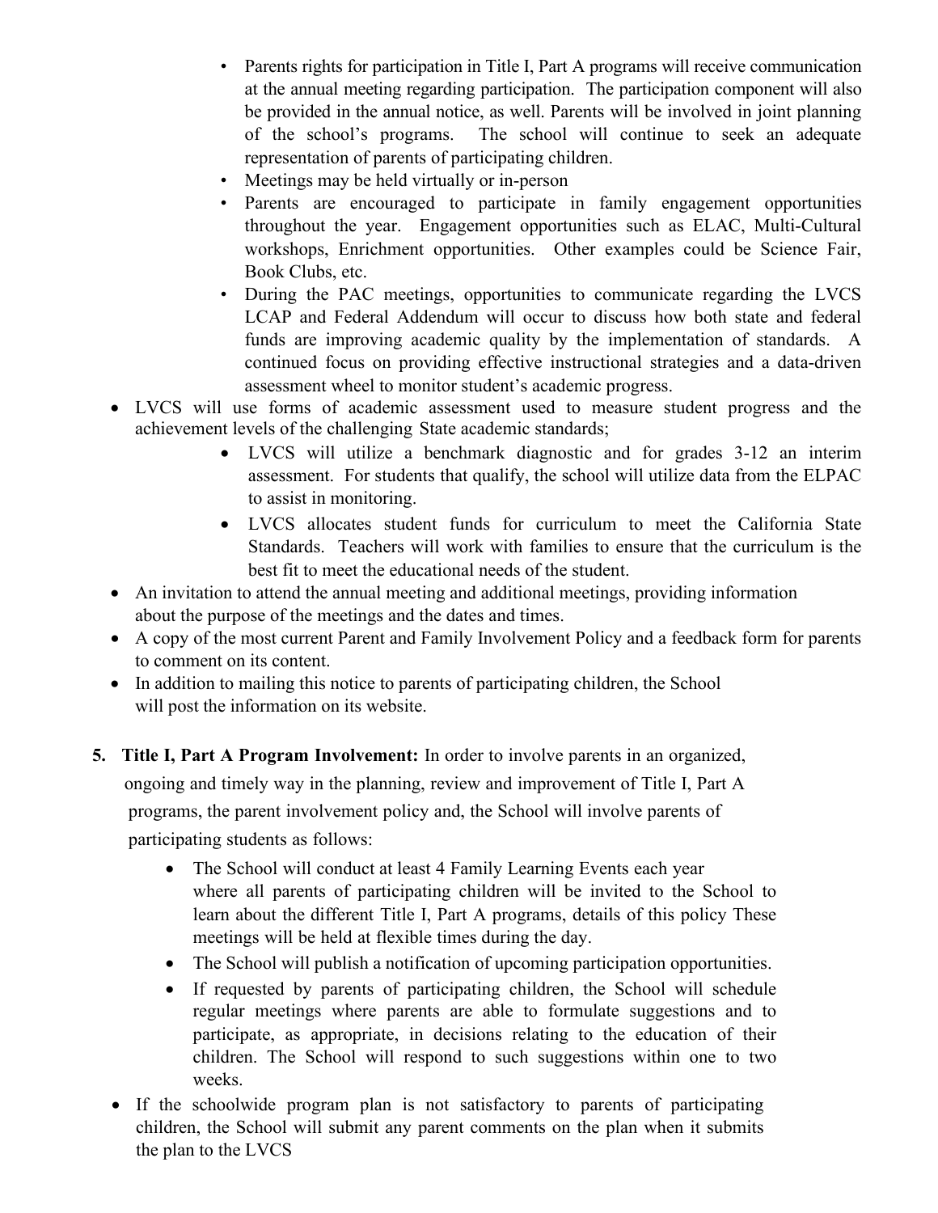- Parents rights for participation in Title I, Part A programs will receive communication at the annual meeting regarding participation. The participation component will also be provided in the annual notice, as well. Parents will be involved in joint planning of the school's programs. The school will continue to seek an adequate representation of parents of participating children.
    - Meetings may be held virtually or in-person
    - Parents are encouraged to participate in family engagement opportunities throughout the year. Engagement opportunities such as ELAC, Multi-Cultural workshops, Enrichment opportunities. Other examples could be Science Fair, Book Clubs, etc.
    - During the PAC meetings, opportunities to communicate regarding the LVCS LCAP and Federal Addendum will occur to discuss how both state and federal funds are improving academic quality by the implementation of standards. A continued focus on providing effective instructional strategies and a data-driven assessment wheel to monitor student's academic progress.
- LVCS will use forms of academic assessment used to measure student progress and the achievement levels of the challenging State academic standards;
    - LVCS will utilize a benchmark diagnostic and for grades 3-12 an interim assessment. For students that qualify, the school will utilize data from the ELPAC to assist in monitoring.
    - LVCS allocates student funds for curriculum to meet the California State Standards. Teachers will work with families to ensure that the curriculum is the best fit to meet the educational needs of the student.
- An invitation to attend the annual meeting and additional meetings, providing information about the purpose of the meetings and the dates and times.
- A copy of the most current Parent and Family Involvement Policy and a feedback form for parents to comment on its content.
- In addition to mailing this notice to parents of participating children, the School will post the information on its website.

5. **Title I, Part A Program Involvement:** In order to involve parents in an organized, ongoing and timely way in the planning, review and improvement of Title I, Part A programs, the parent involvement policy and, the School will involve parents of participating students as follows:
    - The School will conduct at least 4 Family Learning Events each year where all parents of participating children will be invited to the School to learn about the different Title I, Part A programs, details of this policy These meetings will be held at flexible times during the day.
    - The School will publish a notification of upcoming participation opportunities.
    - If requested by parents of participating children, the School will schedule regular meetings where parents are able to formulate suggestions and to participate, as appropriate, in decisions relating to the education of their children. The School will respond to such suggestions within one to two weeks.

- If the schoolwide program plan is not satisfactory to parents of participating children, the School will submit any parent comments on the plan when it submits the plan to the LVCS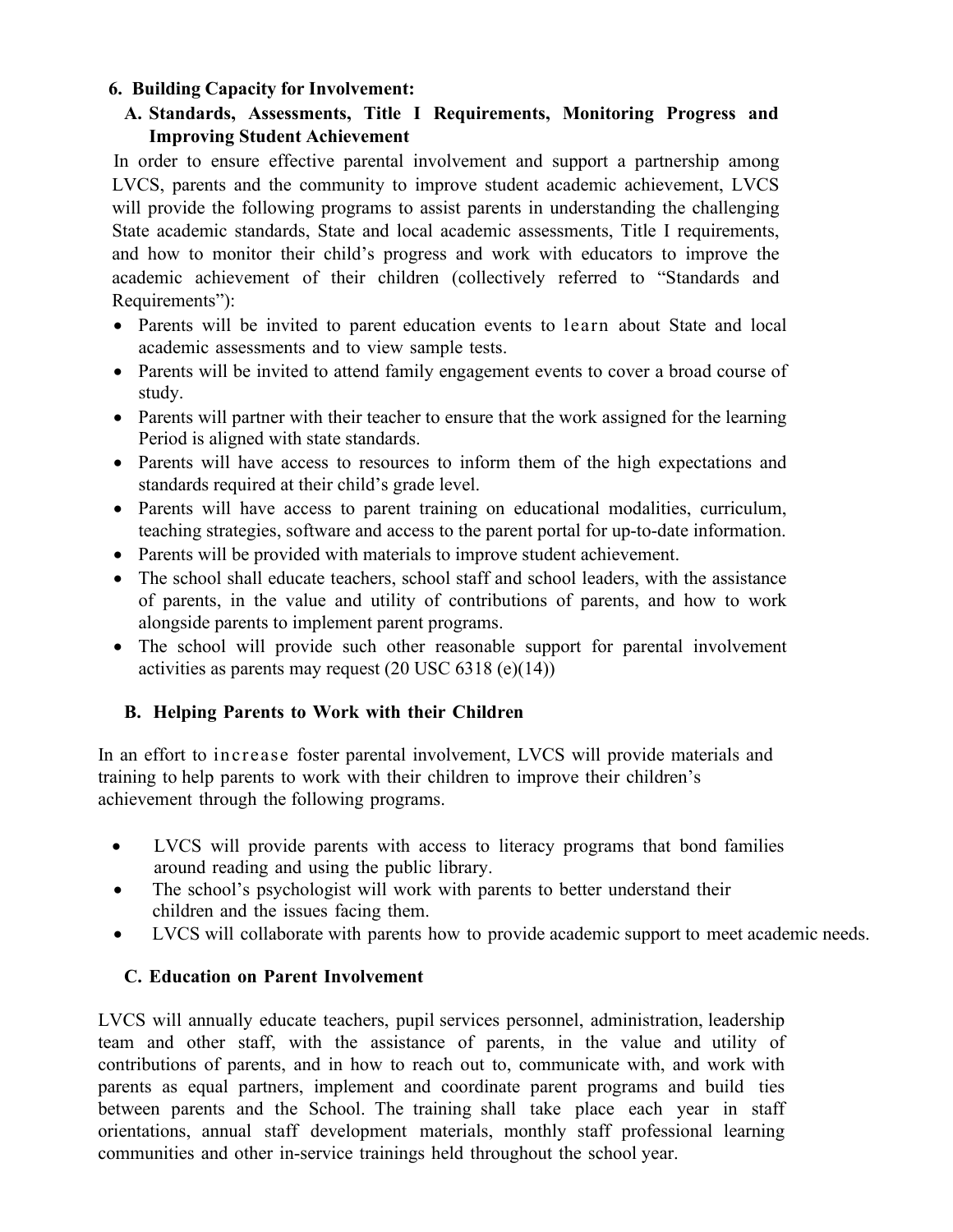## 6. Building Capacity for Involvement:

### A. Standards, Assessments, Title I Requirements, Monitoring Progress and Improving Student Achievement

In order to ensure effective parental involvement and support a partnership among LVCS, parents and the community to improve student academic achievement, LVCS will provide the following programs to assist parents in understanding the challenging State academic standards, State and local academic assessments, Title I requirements, and how to monitor their child's progress and work with educators to improve the academic achievement of their children (collectively referred to "Standards and Requirements"):

- Parents will be invited to parent education events to learn about State and local academic assessments and to view sample tests.
- Parents will be invited to attend family engagement events to cover a broad course of study.
- Parents will partner with their teacher to ensure that the work assigned for the learning Period is aligned with state standards.
- Parents will have access to resources to inform them of the high expectations and standards required at their child's grade level.
- Parents will have access to parent training on educational modalities, curriculum, teaching strategies, software and access to the parent portal for up-to-date information.
- Parents will be provided with materials to improve student achievement.
- The school shall educate teachers, school staff and school leaders, with the assistance of parents, in the value and utility of contributions of parents, and how to work alongside parents to implement parent programs.
- The school will provide such other reasonable support for parental involvement activities as parents may request (20 USC 6318 (e)(14))

### B. Helping Parents to Work with their Children

In an effort to increase foster parental involvement, LVCS will provide materials and training to help parents to work with their children to improve their children's achievement through the following programs.

- LVCS will provide parents with access to literacy programs that bond families around reading and using the public library.
- The school's psychologist will work with parents to better understand their children and the issues facing them.
- LVCS will collaborate with parents how to provide academic support to meet academic needs.

### C. Education on Parent Involvement

LVCS will annually educate teachers, pupil services personnel, administration, leadership team and other staff, with the assistance of parents, in the value and utility of contributions of parents, and in how to reach out to, communicate with, and work with parents as equal partners, implement and coordinate parent programs and build ties between parents and the School. The training shall take place each year in staff orientations, annual staff development materials, monthly staff professional learning communities and other in-service trainings held throughout the school year.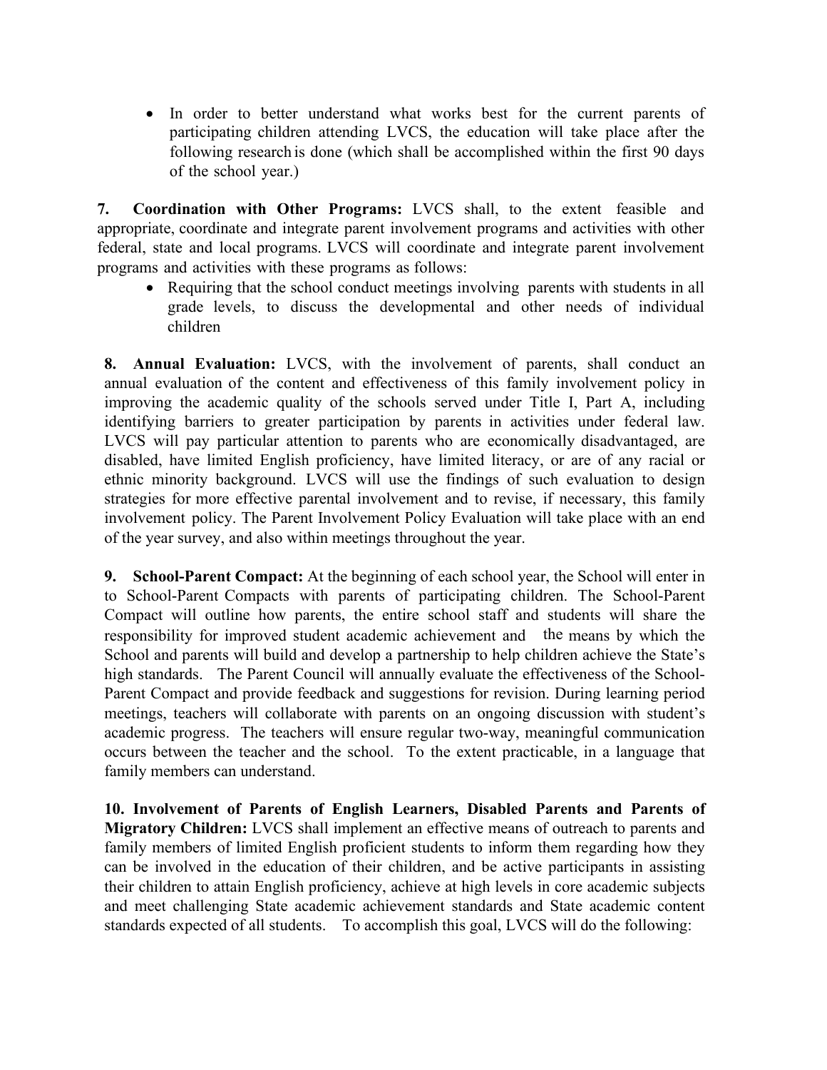- In order to better understand what works best for the current parents of participating children attending LVCS, the education will take place after the following research is done (which shall be accomplished within the first 90 days of the school year.)

**7. Coordination with Other Programs:** LVCS shall, to the extent feasible and appropriate, coordinate and integrate parent involvement programs and activities with other federal, state and local programs. LVCS will coordinate and integrate parent involvement programs and activities with these programs as follows:

- Requiring that the school conduct meetings involving parents with students in all grade levels, to discuss the developmental and other needs of individual children

**8. Annual Evaluation:** LVCS, with the involvement of parents, shall conduct an annual evaluation of the content and effectiveness of this family involvement policy in improving the academic quality of the schools served under Title I, Part A, including identifying barriers to greater participation by parents in activities under federal law. LVCS will pay particular attention to parents who are economically disadvantaged, are disabled, have limited English proficiency, have limited literacy, or are of any racial or ethnic minority background. LVCS will use the findings of such evaluation to design strategies for more effective parental involvement and to revise, if necessary, this family involvement policy. The Parent Involvement Policy Evaluation will take place with an end of the year survey, and also within meetings throughout the year.

**9. School-Parent Compact:** At the beginning of each school year, the School will enter in to School-Parent Compacts with parents of participating children. The School-Parent Compact will outline how parents, the entire school staff and students will share the responsibility for improved student academic achievement and the means by which the School and parents will build and develop a partnership to help children achieve the State's high standards. The Parent Council will annually evaluate the effectiveness of the School-Parent Compact and provide feedback and suggestions for revision. During learning period meetings, teachers will collaborate with parents on an ongoing discussion with student's academic progress. The teachers will ensure regular two-way, meaningful communication occurs between the teacher and the school. To the extent practicable, in a language that family members can understand.

**10. Involvement of Parents of English Learners, Disabled Parents and Parents of Migratory Children:** LVCS shall implement an effective means of outreach to parents and family members of limited English proficient students to inform them regarding how they can be involved in the education of their children, and be active participants in assisting their children to attain English proficiency, achieve at high levels in core academic subjects and meet challenging State academic achievement standards and State academic content standards expected of all students. To accomplish this goal, LVCS will do the following: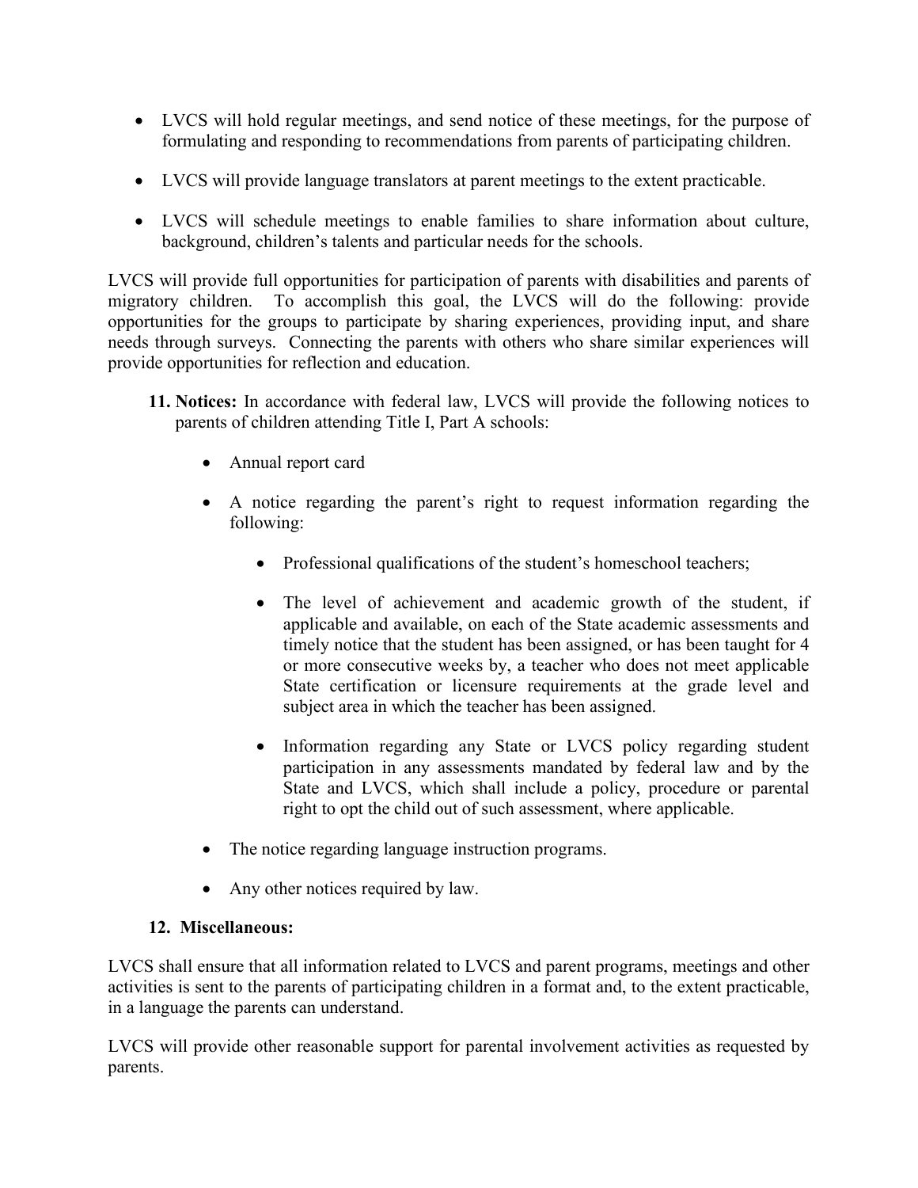- LVCS will hold regular meetings, and send notice of these meetings, for the purpose of formulating and responding to recommendations from parents of participating children.

- LVCS will provide language translators at parent meetings to the extent practicable.

- LVCS will schedule meetings to enable families to share information about culture, background, children's talents and particular needs for the schools.

LVCS will provide full opportunities for participation of parents with disabilities and parents of migratory children. To accomplish this goal, the LVCS will do the following: provide opportunities for the groups to participate by sharing experiences, providing input, and share needs through surveys. Connecting the parents with others who share similar experiences will provide opportunities for reflection and education.

11. **Notices:** In accordance with federal law, LVCS will provide the following notices to parents of children attending Title I, Part A schools:

    - Annual report card

    - A notice regarding the parent's right to request information regarding the following:

        - Professional qualifications of the student's homeschool teachers;

        - The level of achievement and academic growth of the student, if applicable and available, on each of the State academic assessments and timely notice that the student has been assigned, or has been taught for 4 or more consecutive weeks by, a teacher who does not meet applicable State certification or licensure requirements at the grade level and subject area in which the teacher has been assigned.

        - Information regarding any State or LVCS policy regarding student participation in any assessments mandated by federal law and by the State and LVCS, which shall include a policy, procedure or parental right to opt the child out of such assessment, where applicable.

    - The notice regarding language instruction programs.

    - Any other notices required by law.

12. **Miscellaneous:**

LVCS shall ensure that all information related to LVCS and parent programs, meetings and other activities is sent to the parents of participating children in a format and, to the extent practicable, in a language the parents can understand.

LVCS will provide other reasonable support for parental involvement activities as requested by parents.